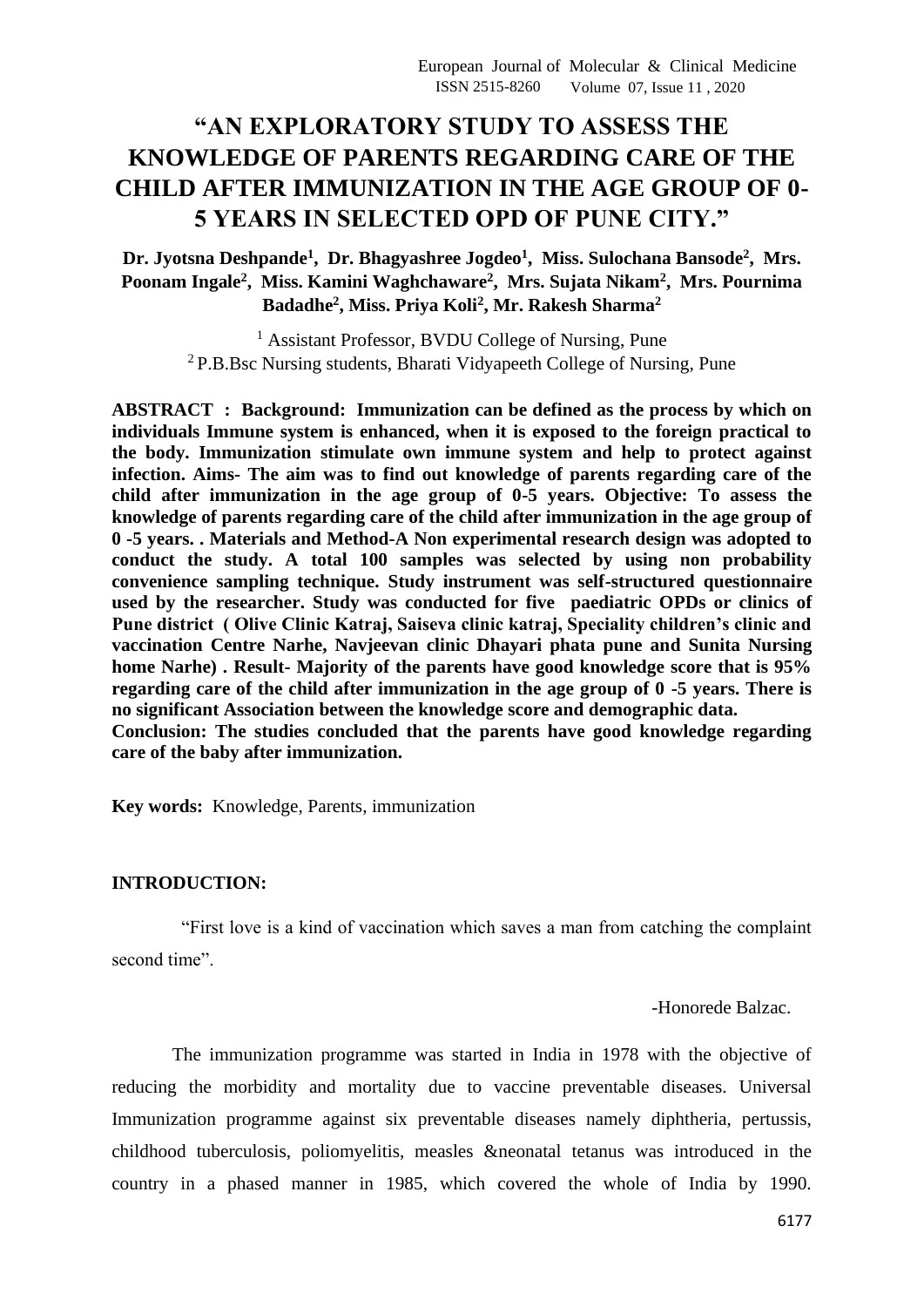# "AN EXPLORATORY STUDY TO ASSESS THE KNOWLEDGE OF PARENTS REGARDING CARE OF THE CHILD AFTER IMMUNIZATION IN THE AGE GROUP OF 0-5 YEARS IN SELECTED OPD OF PUNE CITY."

**Dr. Jyotsna Deshpande[1], Dr. Bhagyashree Jogdeo[1], Miss. Sulochana Bansode[2], Mrs. Poonam Ingale[2], Miss. Kamini Waghchaware[2], Mrs. Sujata Nikam[2], Mrs. Pournima Badadhe[2], Miss. Priya Koli[2], Mr. Rakesh Sharma[2]**

[1] Assistant Professor, BVDU College of Nursing, Pune
[2] P.B.Bsc Nursing students, Bharati Vidyapeeth College of Nursing, Pune

**ABSTRACT : Background: Immunization can be defined as the process by which on individuals Immune system is enhanced, when it is exposed to the foreign practical to the body. Immunization stimulate own immune system and help to protect against infection. Aims- The aim was to find out knowledge of parents regarding care of the child after immunization in the age group of 0-5 years. Objective: To assess the knowledge of parents regarding care of the child after immunization in the age group of 0 -5 years. . Materials and Method-A Non experimental research design was adopted to conduct the study. A total 100 samples was selected by using non probability convenience sampling technique. Study instrument was self-structured questionnaire used by the researcher. Study was conducted for five paediatric OPDs or clinics of Pune district ( Olive Clinic Katraj, Saiseva clinic katraj, Speciality children's clinic and vaccination Centre Narhe, Navjeevan clinic Dhayari phata pune and Sunita Nursing home Narhe) . Result- Majority of the parents have good knowledge score that is 95% regarding care of the child after immunization in the age group of 0 -5 years. There is no significant Association between the knowledge score and demographic data.**

**Conclusion: The studies concluded that the parents have good knowledge regarding care of the baby after immunization.**

**Key words:** Knowledge, Parents, immunization

## INTRODUCTION:

"First love is a kind of vaccination which saves a man from catching the complaint second time".

-Honorede Balzac.

The immunization programme was started in India in 1978 with the objective of reducing the morbidity and mortality due to vaccine preventable diseases. Universal Immunization programme against six preventable diseases namely diphtheria, pertussis, childhood tuberculosis, poliomyelitis, measles &neonatal tetanus was introduced in the country in a phased manner in 1985, which covered the whole of India by 1990.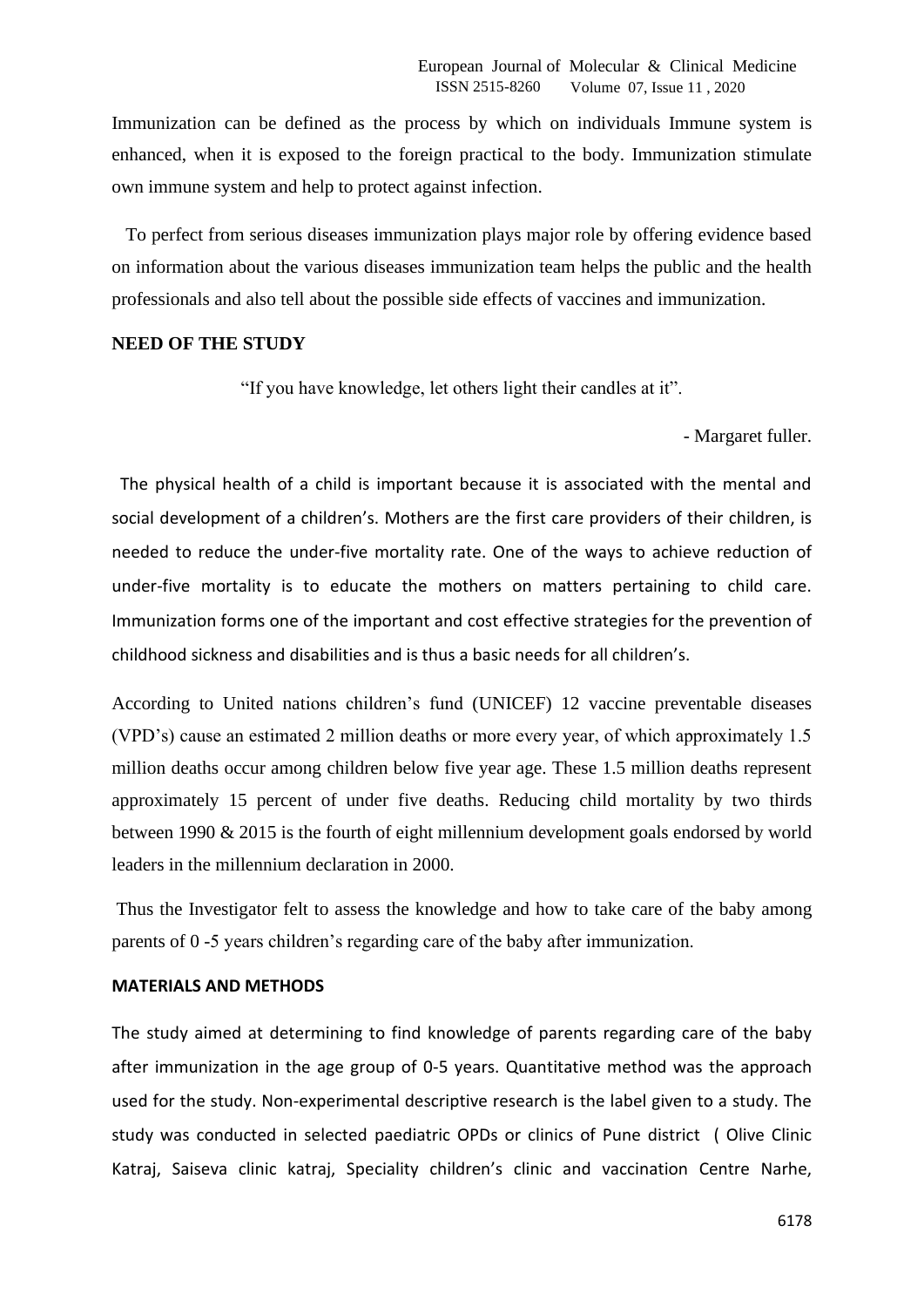Immunization can be defined as the process by which on individuals Immune system is enhanced, when it is exposed to the foreign practical to the body. Immunization stimulate own immune system and help to protect against infection.

To perfect from serious diseases immunization plays major role by offering evidence based on information about the various diseases immunization team helps the public and the health professionals and also tell about the possible side effects of vaccines and immunization.

## NEED OF THE STUDY

"If you have knowledge, let others light their candles at it".

- Margaret fuller.

The physical health of a child is important because it is associated with the mental and social development of a children's. Mothers are the first care providers of their children, is needed to reduce the under-five mortality rate. One of the ways to achieve reduction of under-five mortality is to educate the mothers on matters pertaining to child care. Immunization forms one of the important and cost effective strategies for the prevention of childhood sickness and disabilities and is thus a basic needs for all children's.

According to United nations children's fund (UNICEF) 12 vaccine preventable diseases (VPD's) cause an estimated 2 million deaths or more every year, of which approximately 1.5 million deaths occur among children below five year age. These 1.5 million deaths represent approximately 15 percent of under five deaths. Reducing child mortality by two thirds between 1990 & 2015 is the fourth of eight millennium development goals endorsed by world leaders in the millennium declaration in 2000.

Thus the Investigator felt to assess the knowledge and how to take care of the baby among parents of 0 -5 years children's regarding care of the baby after immunization.

## MATERIALS AND METHODS

The study aimed at determining to find knowledge of parents regarding care of the baby after immunization in the age group of 0-5 years. Quantitative method was the approach used for the study. Non-experimental descriptive research is the label given to a study. The study was conducted in selected paediatric OPDs or clinics of Pune district ( Olive Clinic Katraj, Saiseva clinic katraj, Speciality children's clinic and vaccination Centre Narhe,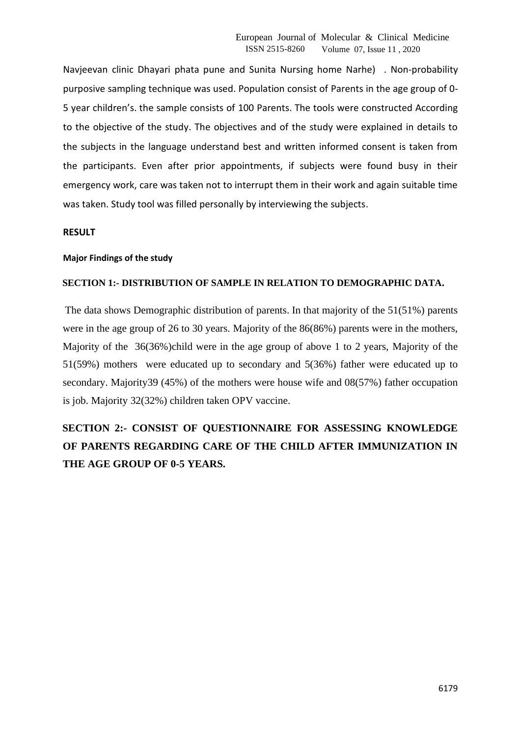Navjeevan clinic Dhayari phata pune and Sunita Nursing home Narhe) . Non-probability purposive sampling technique was used. Population consist of Parents in the age group of 0-5 year children's. the sample consists of 100 Parents. The tools were constructed According to the objective of the study. The objectives and of the study were explained in details to the subjects in the language understand best and written informed consent is taken from the participants. Even after prior appointments, if subjects were found busy in their emergency work, care was taken not to interrupt them in their work and again suitable time was taken. Study tool was filled personally by interviewing the subjects.

## RESULT

### Major Findings of the study

### SECTION 1:- DISTRIBUTION OF SAMPLE IN RELATION TO DEMOGRAPHIC DATA.

The data shows Demographic distribution of parents. In that majority of the 51(51%) parents were in the age group of 26 to 30 years. Majority of the 86(86%) parents were in the mothers, Majority of the 36(36%)child were in the age group of above 1 to 2 years, Majority of the 51(59%) mothers were educated up to secondary and 5(36%) father were educated up to secondary. Majority39 (45%) of the mothers were house wife and 08(57%) father occupation is job. Majority 32(32%) children taken OPV vaccine.

### SECTION 2:- CONSIST OF QUESTIONNAIRE FOR ASSESSING KNOWLEDGE OF PARENTS REGARDING CARE OF THE CHILD AFTER IMMUNIZATION IN THE AGE GROUP OF 0-5 YEARS.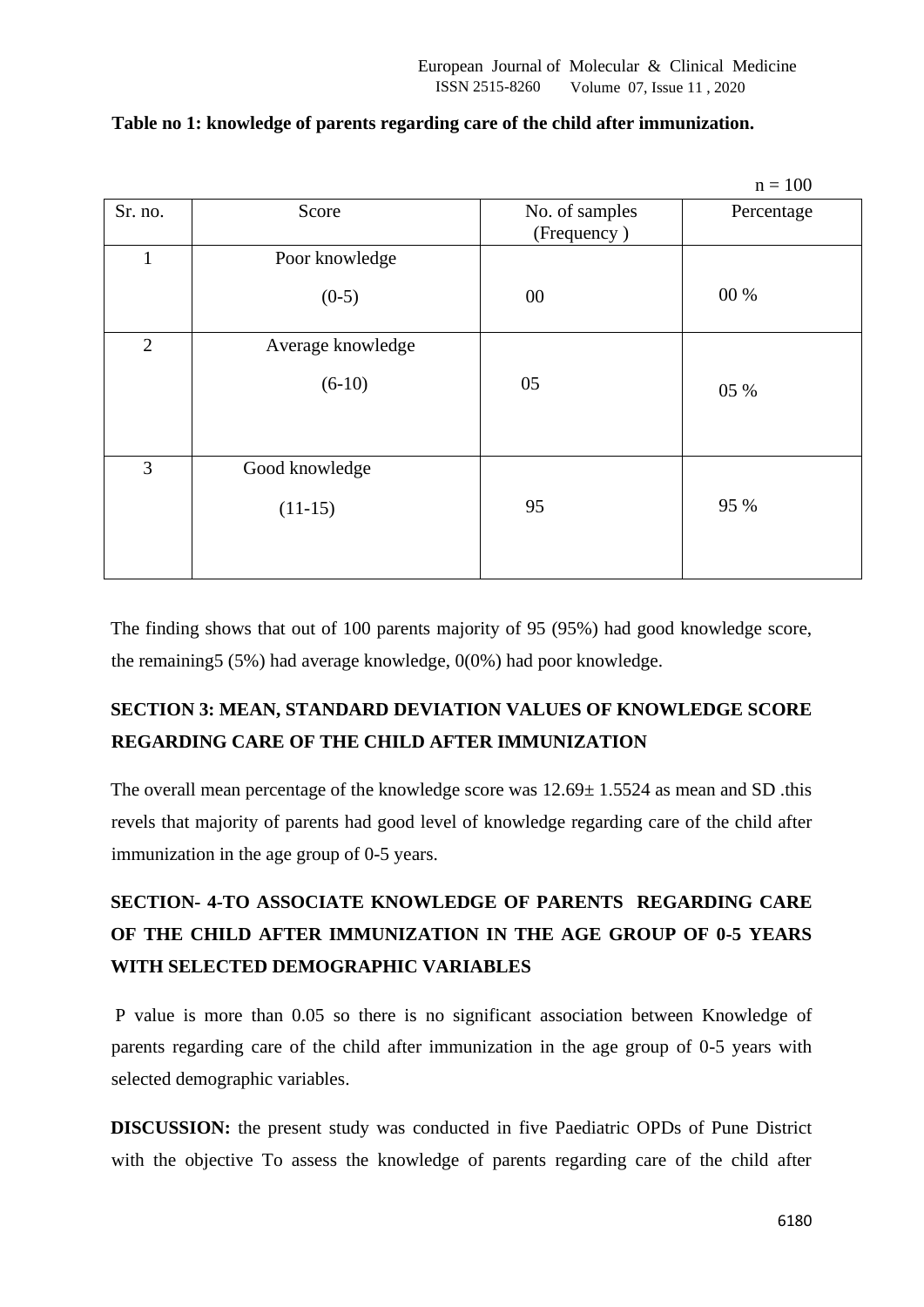**Table no 1: knowledge of parents regarding care of the child after immunization.**

n = 100

| Sr. no. | Score | No. of samples (Frequency ) | Percentage |
|---|---|---|---|
| 1 | Poor knowledge (0-5) | 00 | 00 % |
| 2 | Average knowledge (6-10) | 05 | 05 % |
| 3 | Good knowledge (11-15) | 95 | 95 % |

The finding shows that out of 100 parents majority of 95 (95%) had good knowledge score, the remaining5 (5%) had average knowledge, 0(0%) had poor knowledge.

## SECTION 3: MEAN, STANDARD DEVIATION VALUES OF KNOWLEDGE SCORE REGARDING CARE OF THE CHILD AFTER IMMUNIZATION

The overall mean percentage of the knowledge score was 12.69± 1.5524 as mean and SD .this revels that majority of parents had good level of knowledge regarding care of the child after immunization in the age group of 0-5 years.

## SECTION- 4-TO ASSOCIATE KNOWLEDGE OF PARENTS REGARDING CARE OF THE CHILD AFTER IMMUNIZATION IN THE AGE GROUP OF 0-5 YEARS WITH SELECTED DEMOGRAPHIC VARIABLES

P value is more than 0.05 so there is no significant association between Knowledge of parents regarding care of the child after immunization in the age group of 0-5 years with selected demographic variables.

**DISCUSSION:** the present study was conducted in five Paediatric OPDs of Pune District with the objective To assess the knowledge of parents regarding care of the child after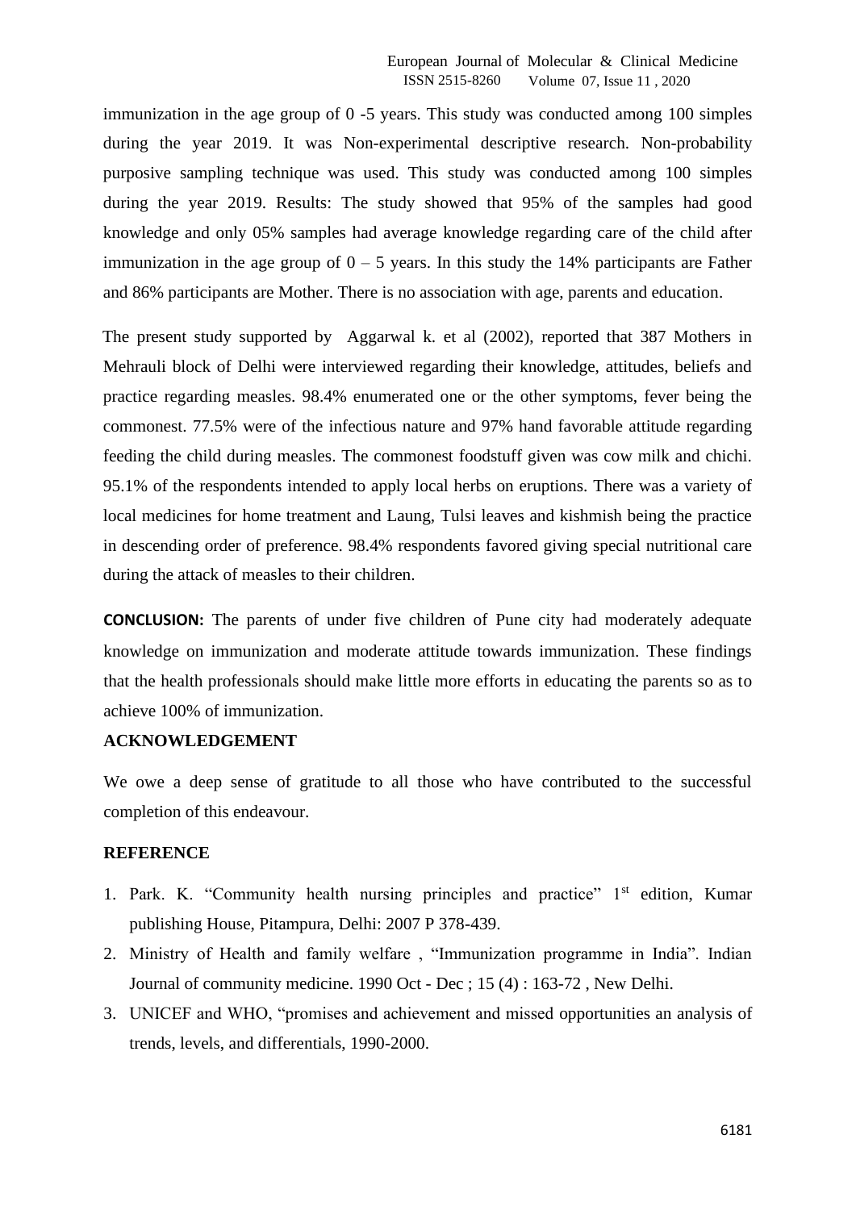immunization in the age group of 0 -5 years. This study was conducted among 100 simples during the year 2019. It was Non-experimental descriptive research. Non-probability purposive sampling technique was used. This study was conducted among 100 simples during the year 2019. Results: The study showed that 95% of the samples had good knowledge and only 05% samples had average knowledge regarding care of the child after immunization in the age group of 0 – 5 years. In this study the 14% participants are Father and 86% participants are Mother. There is no association with age, parents and education.

The present study supported by Aggarwal k. et al (2002), reported that 387 Mothers in Mehrauli block of Delhi were interviewed regarding their knowledge, attitudes, beliefs and practice regarding measles. 98.4% enumerated one or the other symptoms, fever being the commonest. 77.5% were of the infectious nature and 97% hand favorable attitude regarding feeding the child during measles. The commonest foodstuff given was cow milk and chichi. 95.1% of the respondents intended to apply local herbs on eruptions. There was a variety of local medicines for home treatment and Laung, Tulsi leaves and kishmish being the practice in descending order of preference. 98.4% respondents favored giving special nutritional care during the attack of measles to their children.

**CONCLUSION:** The parents of under five children of Pune city had moderately adequate knowledge on immunization and moderate attitude towards immunization. These findings that the health professionals should make little more efforts in educating the parents so as to achieve 100% of immunization.

## ACKNOWLEDGEMENT

We owe a deep sense of gratitude to all those who have contributed to the successful completion of this endeavour.

## REFERENCE

1. Park. K. "Community health nursing principles and practice" 1st edition, Kumar publishing House, Pitampura, Delhi: 2007 P 378-439.
2. Ministry of Health and family welfare , "Immunization programme in India". Indian Journal of community medicine. 1990 Oct - Dec ; 15 (4) : 163-72 , New Delhi.
3. UNICEF and WHO, "promises and achievement and missed opportunities an analysis of trends, levels, and differentials, 1990-2000.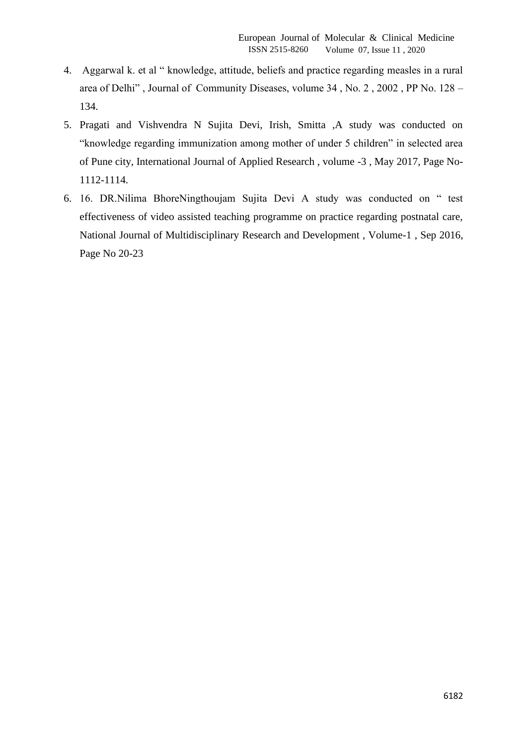4. Aggarwal k. et al " knowledge, attitude, beliefs and practice regarding measles in a rural area of Delhi" , Journal of Community Diseases, volume 34 , No. 2 , 2002 , PP No. 128 – 134.
5. Pragati and Vishvendra N Sujita Devi, Irish, Smitta ,A study was conducted on "knowledge regarding immunization among mother of under 5 children" in selected area of Pune city, International Journal of Applied Research , volume -3 , May 2017, Page No- 1112-1114.
6. 16. DR.Nilima BhoreNingthoujam Sujita Devi A study was conducted on " test effectiveness of video assisted teaching programme on practice regarding postnatal care, National Journal of Multidisciplinary Research and Development , Volume-1 , Sep 2016, Page No 20-23